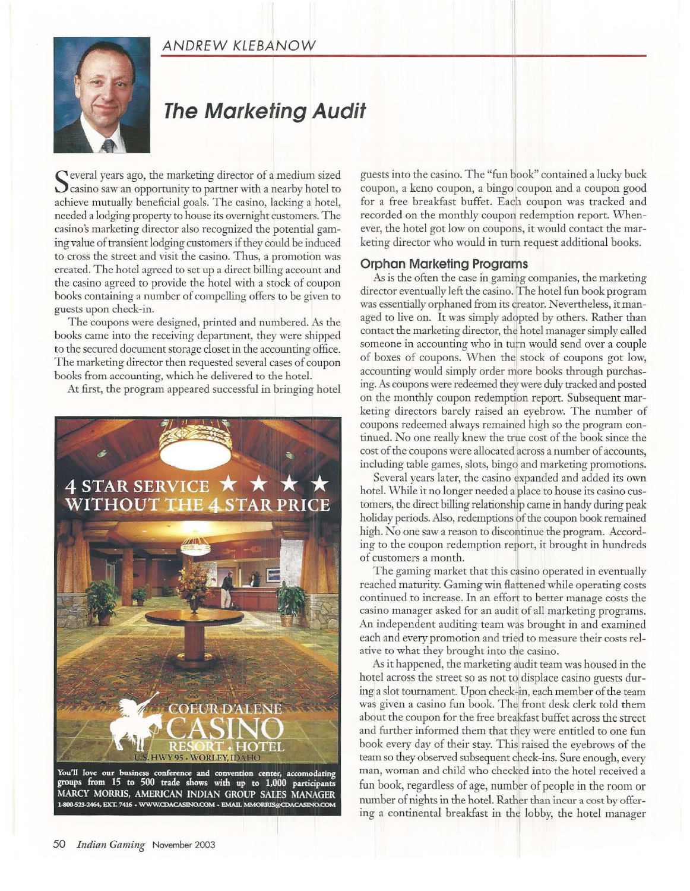ANDREW KLEBANOW

# The Marketing Audit

Several years ago, the marketing director of a medium sized casino saw an opportunity to partner with a nearby hotel to achieve mutually beneficial goals. The casino, lacking a hotel, needed a lodging property to house its overnight customers. The casino's marketing director also recognized the potential gaming value of transient lodging customers if they could be induced to cross the street and visit the casino. Thus, a promotion was created. The hotel agreed to set up a direct billing account and the casino agreed to provide the hotel with a stock of coupon books containing a number of compelling offers to be given to guests upon check-in.

The coupons were designed, printed and numbered. As the books came into the receiving department, they were shipped to the secured document storage closet in the accounting office. The marketing director then requested several cases of coupon books from accounting, which he delivered to the hotel.

At first, the program appeared successful in bringing hotel guests into the casino. The "fun book" contained a lucky buck coupon, a keno coupon, a bingo coupon and a coupon good for a free breakfast buffet. Each coupon was tracked and recorded on the monthly coupon redemption report. Whenever, the hotel got low on coupons, it would contact the marketing director who would in turn request additional books.

## Orphan Marketing Programs

As is the often the case in gaming companies, the marketing director eventually left the casino. The hotel fun book program was essentially orphaned from its creator. Nevertheless, it managed to live on. It was simply adopted by others. Rather than contact the marketing director, the hotel manager simply called someone in accounting who in turn would send over a couple of boxes of coupons. When the stock of coupons got low, accounting would simply order more books through purchasing. As coupons were redeemed they were duly tracked and posted on the monthly coupon redemption report. Subsequent marketing directors barely raised an eyebrow. The number of coupons redeemed always remained high so the program continued. No one really knew the true cost of the book since the cost of the coupons were allocated across a number of accounts, including table games, slots, bingo and marketing promotions.

Several years later, the casino expanded and added its own hotel. While it no longer needed a place to house its casino customers, the direct billing relationship came in handy during peak holiday periods. Also, redemptions of the coupon book remained high. No one saw a reason to discontinue the program. According to the coupon redemption report, it brought in hundreds of customers a month.

The gaming market that this casino operated in eventually reached maturity. Gaming win flattened while operating costs continued to increase. In an effort to better manage costs the casino manager asked for an audit of all marketing programs. An independent auditing team was brought in and examined each and every promotion and tried to measure their costs relative to what they brought into the casino.

As it happened, the marketing audit team was housed in the hotel across the street so as not to displace casino guests during a slot tournament. Upon check-in, each member of the team was given a casino fun book. The front desk clerk told them about the coupon for the free breakfast buffet across the street and further informed them that they were entitled to one fun book every day of their stay. This raised the eyebrows of the team so they observed subsequent check-ins. Sure enough, every man, woman and child who checked into the hotel received a fun book, regardless of age, number of people in the room or number of nights in the hotel. Rather than incur a cost by offering a continental breakfast in the lobby, the hotel manager

4 STAR SERVICE ★ ★ ★ ★ WITHOUT THE 4 STAR PRICE

COEUR D'ALENE CASINO RESORT • HOTEL

U.S. HWY 95 • WORLEY, IDAHO

You'll love our business conference and convention center, accomodating groups from 15 to 500 trade shows with up to 1,000 participants

MARCY MORRIS, AMERICAN INDIAN GROUP SALES MANAGER

1-800-523-2464, EXT. 7416 • WWW.CDACASINO.COM • EMAIL MMORRIS@CDACASINO.COM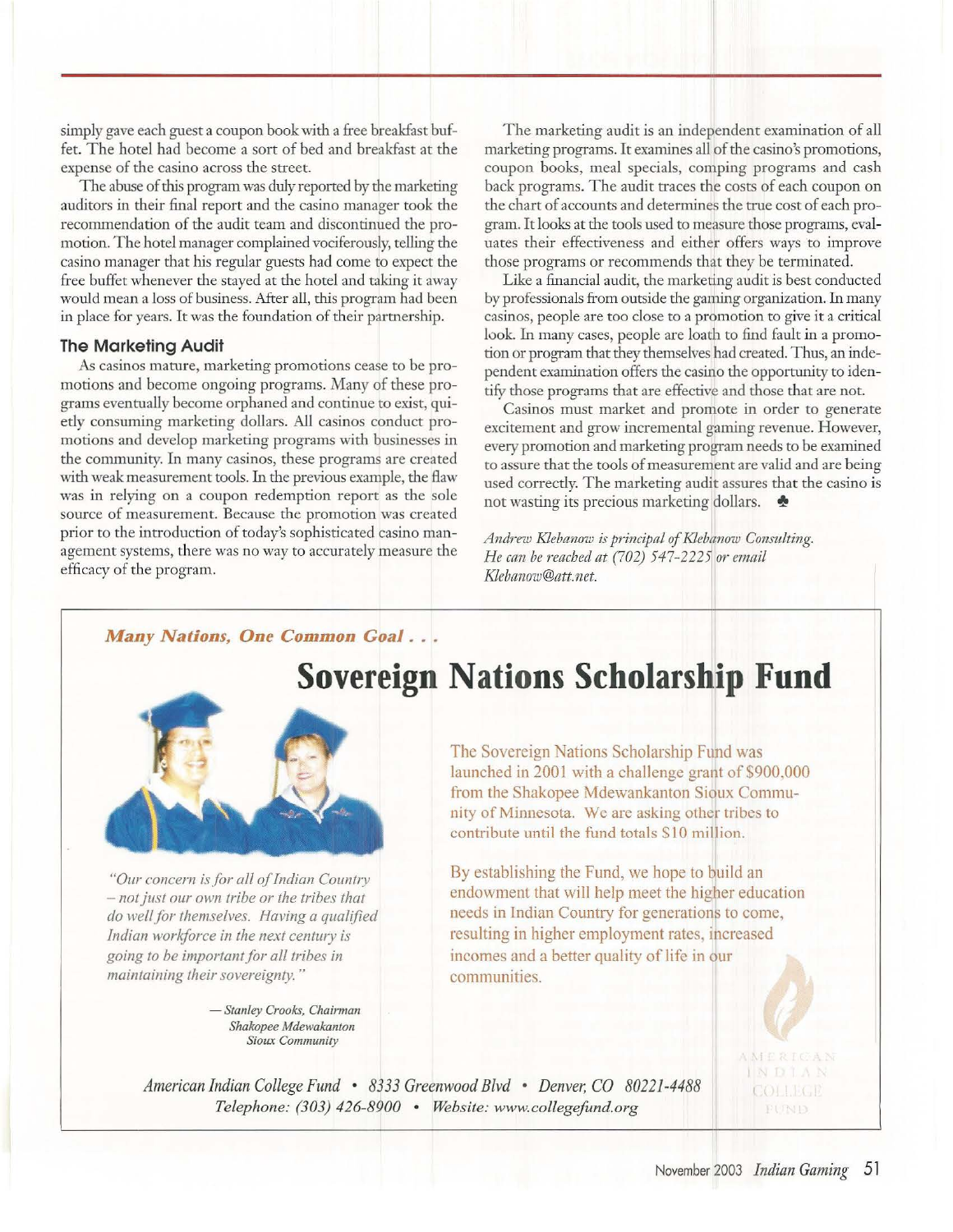simply gave each guest a coupon book with a free breakfast buffet. The hotel had become a sort of bed and breakfast at the expense of the casino across the street.

The abuse of this program was duly reported by the marketing auditors in their final report and the casino manager took the recommendation of the audit team and discontinued the promotion. The hotel manager complained vociferously, telling the casino manager that his regular guests had come to expect the free buffet whenever the stayed at the hotel and taking it away would mean a loss of business. After all, this program had been in place for years. It was the foundation of their partnership.

### The Marketing Audit

As casinos mature, marketing promotions cease to be promotions and become ongoing programs. Many of these programs eventually become orphaned and continue to exist, quietly consuming marketing dollars. All casinos conduct promotions and develop marketing programs with businesses in the community. In many casinos, these programs are created with weak measurement tools. In the previous example, the flaw was in relying on a coupon redemption report as the sole source of measurement. Because the promotion was created prior to the introduction of today's sophisticated casino management systems, there was no way to accurately measure the efficacy of the program.

The marketing audit is an independent examination of all marketing programs. It examines all of the casino's promotions, coupon books, meal specials, comping programs and cash back programs. The audit traces the costs of each coupon on the chart of accounts and determines the true cost of each program. It looks at the tools used to measure those programs, evaluates their effectiveness and either offers ways to improve those programs or recommends that they be terminated.

Like a financial audit, the marketing audit is best conducted by professionals from outside the gaming organization. In many casinos, people are too close to a promotion to give it a critical look. In many cases, people are loath to find fault in a promotion or program that they themselves had created. Thus, an independent examination offers the casino the opportunity to identify those programs that are effective and those that are not.

Casinos must market and promote in order to generate excitement and grow incremental gaming revenue. However, every promotion and marketing program needs to be examined to assure that the tools of measurement are valid and are being used correctly. The marketing audit assures that the casino is not wasting its precious marketing dollars. ♣

*Andrew Klebanow is principal of Klebanow Consulting. He can be reached at (702) 547-2225 or email Klebanow@att.net.*

---

***Many Nations, One Common Goal . . .***

## Sovereign Nations Scholarship Fund

*"Our concern is for all of Indian Country – not just our own tribe or the tribes that do well for themselves. Having a qualified Indian workforce in the next century is going to be important for all tribes in maintaining their sovereignty."*

*— Stanley Crooks, Chairman Shakopee Mdewakanton Sioux Community*

The Sovereign Nations Scholarship Fund was launched in 2001 with a challenge grant of $900,000 from the Shakopee Mdewankanton Sioux Community of Minnesota. We are asking other tribes to contribute until the fund totals $10 million.

By establishing the Fund, we hope to build an endowment that will help meet the higher education needs in Indian Country for generations to come, resulting in higher employment rates, increased incomes and a better quality of life in our communities.

American Indian College Fund

*American Indian College Fund • 8333 Greenwood Blvd • Denver, CO 80221-4488*
*Telephone: (303) 426-8900 • Website: www.collegefund.org*